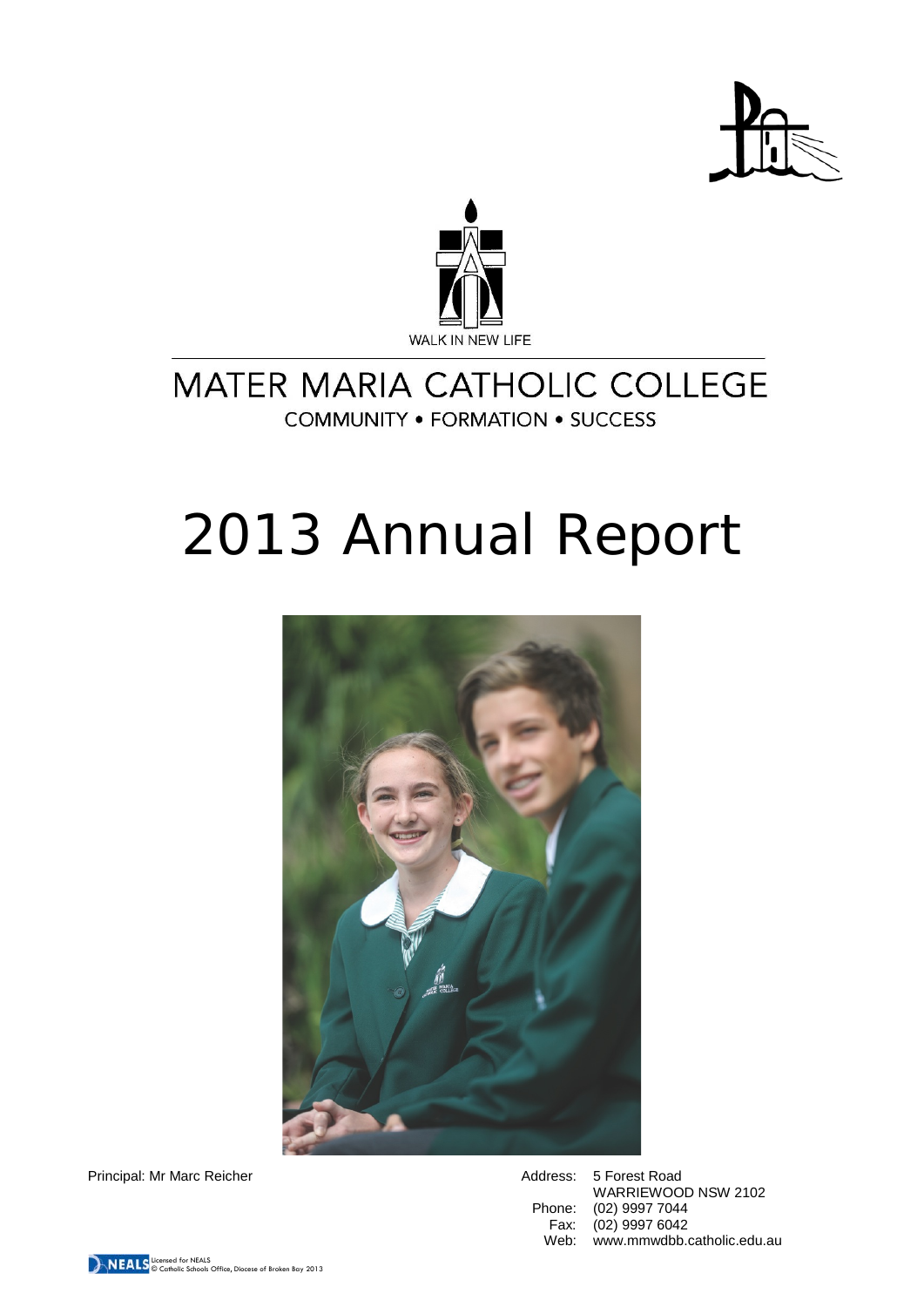WALK IN NEW LIFE

# MATER MARIA CATHOLIC COLLEGE

COMMUNITY • FORMATION • SUCCESS

# 2013 Annual Report

Principal: Mr Marc Reicher

Address: 5 Forest Road
WARRIEWOOD NSW 2102
Phone: (02) 9997 7044
Fax: (02) 9997 6042
Web: www.mmwdbb.catholic.edu.au

NEALS Licensed for NEALS
© Catholic Schools Office, Diocese of Broken Bay 2013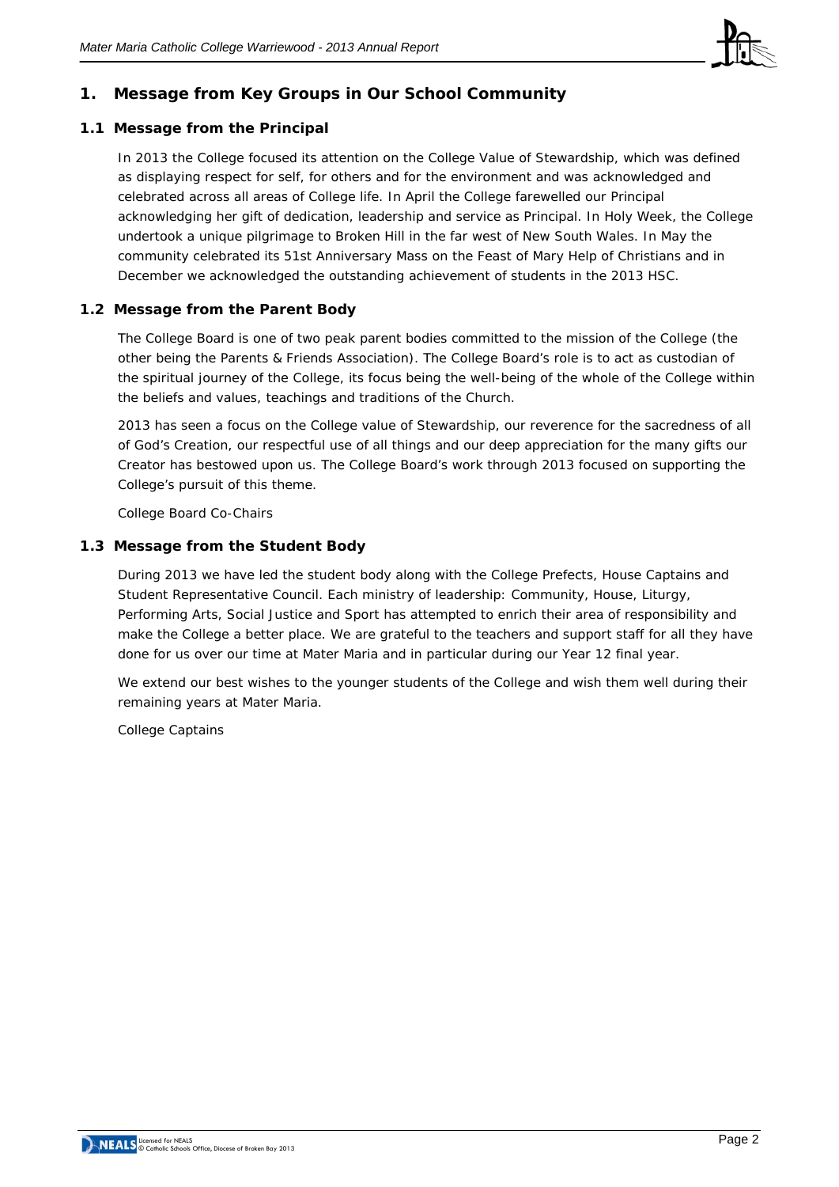## 1. Message from Key Groups in Our School Community

### 1.1 Message from the Principal

In 2013 the College focused its attention on the College Value of Stewardship, which was defined as displaying respect for self, for others and for the environment and was acknowledged and celebrated across all areas of College life. In April the College farewelled our Principal acknowledging her gift of dedication, leadership and service as Principal. In Holy Week, the College undertook a unique pilgrimage to Broken Hill in the far west of New South Wales. In May the community celebrated its 51st Anniversary Mass on the Feast of Mary Help of Christians and in December we acknowledged the outstanding achievement of students in the 2013 HSC.

### 1.2 Message from the Parent Body

The College Board is one of two peak parent bodies committed to the mission of the College (the other being the Parents & Friends Association). The College Board's role is to act as custodian of the spiritual journey of the College, its focus being the well-being of the whole of the College within the beliefs and values, teachings and traditions of the Church.

2013 has seen a focus on the College value of Stewardship, our reverence for the sacredness of all of God's Creation, our respectful use of all things and our deep appreciation for the many gifts our Creator has bestowed upon us. The College Board's work through 2013 focused on supporting the College's pursuit of this theme.

College Board Co-Chairs

### 1.3 Message from the Student Body

During 2013 we have led the student body along with the College Prefects, House Captains and Student Representative Council. Each ministry of leadership: Community, House, Liturgy, Performing Arts, Social Justice and Sport has attempted to enrich their area of responsibility and make the College a better place. We are grateful to the teachers and support staff for all they have done for us over our time at Mater Maria and in particular during our Year 12 final year.

We extend our best wishes to the younger students of the College and wish them well during their remaining years at Mater Maria.

College Captains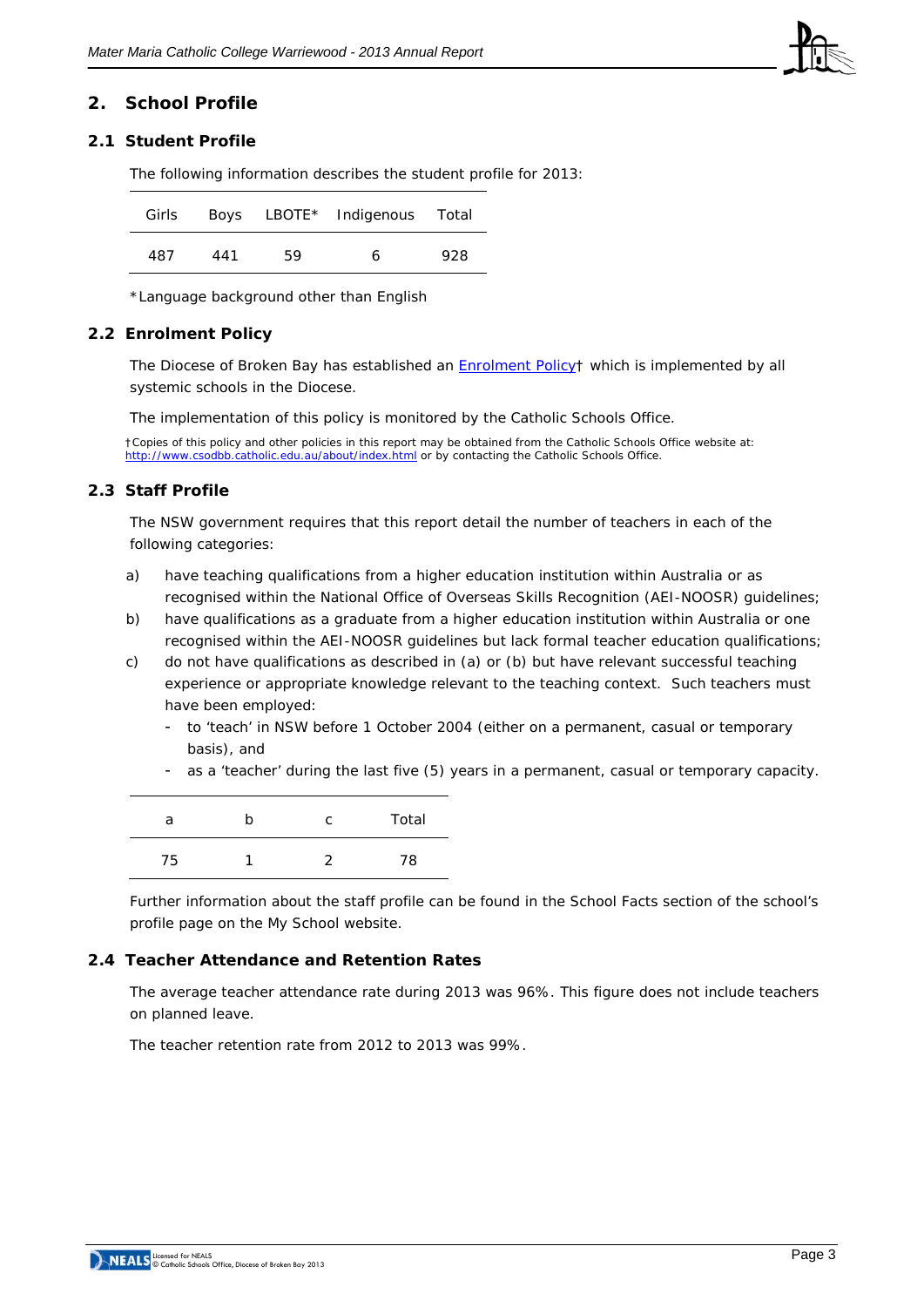## 2. School Profile

### 2.1 Student Profile

The following information describes the student profile for 2013:

| Girls | Boys | LBOTE* | Indigenous | Total |
|---|---|---|---|---|
| 487 | 441 | 59 | 6 | 928 |

*Language background other than English

### 2.2 Enrolment Policy

The Diocese of Broken Bay has established an [Enrolment Policy](http://www.csodbb.catholic.edu.au/about/index.html)† which is implemented by all systemic schools in the Diocese.

The implementation of this policy is monitored by the Catholic Schools Office.

†Copies of this policy and other policies in this report may be obtained from the Catholic Schools Office website at: http://www.csodbb.catholic.edu.au/about/index.html or by contacting the Catholic Schools Office.

### 2.3 Staff Profile

The NSW government requires that this report detail the number of teachers in each of the following categories:

a) have teaching qualifications from a higher education institution within Australia or as recognised within the National Office of Overseas Skills Recognition (AEI-NOOSR) guidelines;

b) have qualifications as a graduate from a higher education institution within Australia or one recognised within the AEI-NOOSR guidelines but lack formal teacher education qualifications;

c) do not have qualifications as described in (a) or (b) but have relevant successful teaching experience or appropriate knowledge relevant to the teaching context. Such teachers must have been employed:
   - to 'teach' in NSW before 1 October 2004 (either on a permanent, casual or temporary basis), and
   - as a 'teacher' during the last five (5) years in a permanent, casual or temporary capacity.

| a | b | c | Total |
|---|---|---|---|
| 75 | 1 | 2 | 78 |

Further information about the staff profile can be found in the School Facts section of the school's profile page on the My School website.

### 2.4 Teacher Attendance and Retention Rates

The average teacher attendance rate during 2013 was 96%. This figure does not include teachers on planned leave.

The teacher retention rate from 2012 to 2013 was 99%.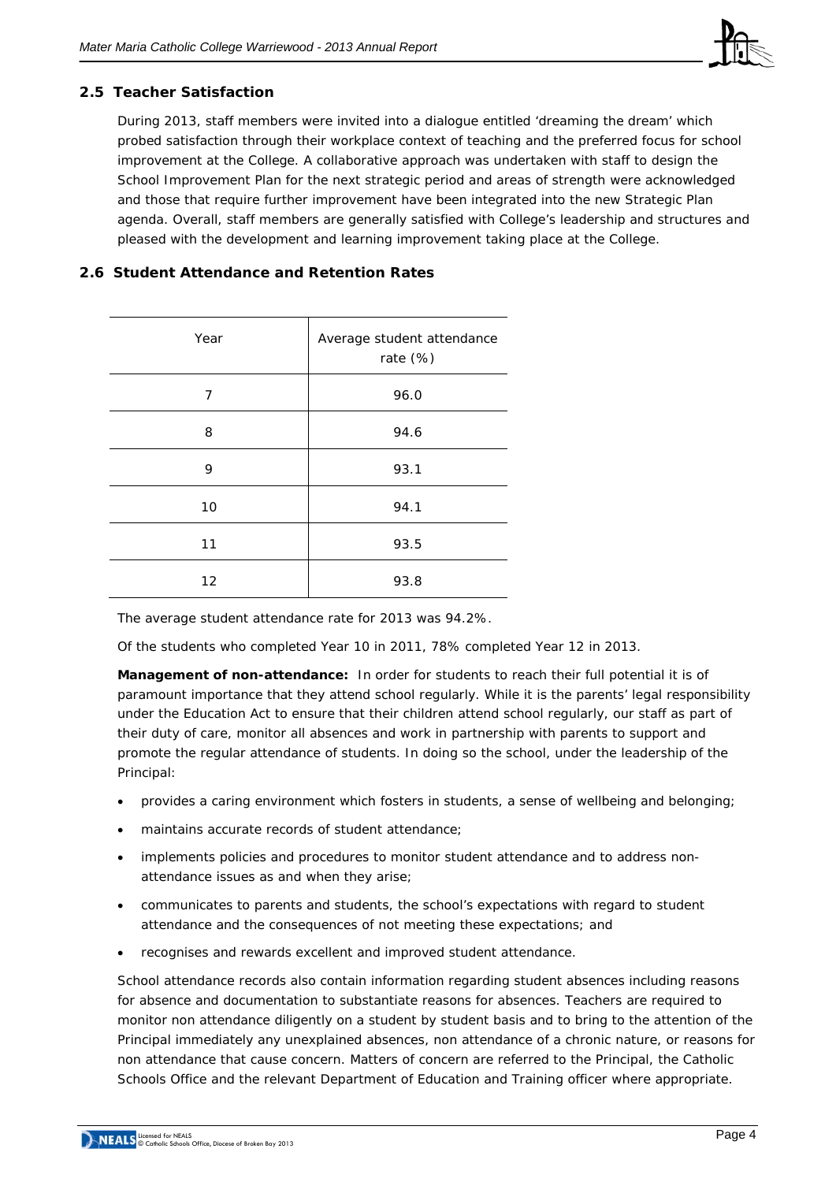## 2.5 Teacher Satisfaction

During 2013, staff members were invited into a dialogue entitled 'dreaming the dream' which probed satisfaction through their workplace context of teaching and the preferred focus for school improvement at the College. A collaborative approach was undertaken with staff to design the School Improvement Plan for the next strategic period and areas of strength were acknowledged and those that require further improvement have been integrated into the new Strategic Plan agenda. Overall, staff members are generally satisfied with College's leadership and structures and pleased with the development and learning improvement taking place at the College.

## 2.6 Student Attendance and Retention Rates

| Year | Average student attendance rate (%) |
|---|---|
| 7 | 96.0 |
| 8 | 94.6 |
| 9 | 93.1 |
| 10 | 94.1 |
| 11 | 93.5 |
| 12 | 93.8 |

The average student attendance rate for 2013 was 94.2%.

Of the students who completed Year 10 in 2011, 78% completed Year 12 in 2013.

**Management of non-attendance:** In order for students to reach their full potential it is of paramount importance that they attend school regularly. While it is the parents' legal responsibility under the Education Act to ensure that their children attend school regularly, our staff as part of their duty of care, monitor all absences and work in partnership with parents to support and promote the regular attendance of students. In doing so the school, under the leadership of the Principal:

- provides a caring environment which fosters in students, a sense of wellbeing and belonging;
- maintains accurate records of student attendance;
- implements policies and procedures to monitor student attendance and to address non-attendance issues as and when they arise;
- communicates to parents and students, the school's expectations with regard to student attendance and the consequences of not meeting these expectations; and
- recognises and rewards excellent and improved student attendance.

School attendance records also contain information regarding student absences including reasons for absence and documentation to substantiate reasons for absences. Teachers are required to monitor non attendance diligently on a student by student basis and to bring to the attention of the Principal immediately any unexplained absences, non attendance of a chronic nature, or reasons for non attendance that cause concern. Matters of concern are referred to the Principal, the Catholic Schools Office and the relevant Department of Education and Training officer where appropriate.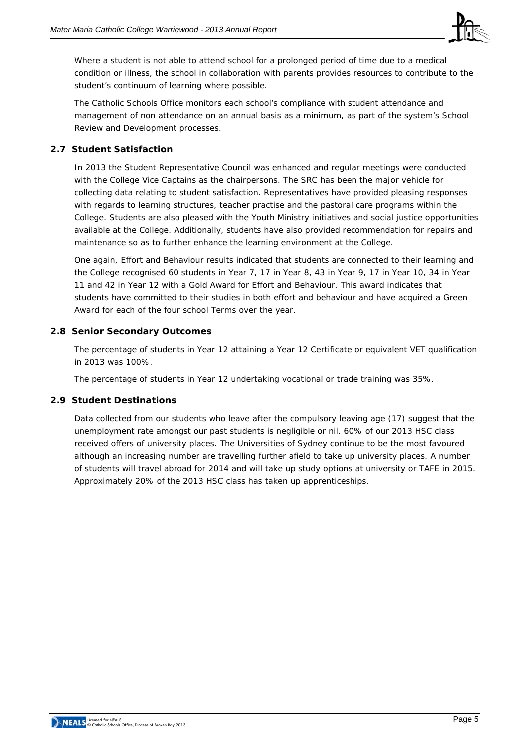Where a student is not able to attend school for a prolonged period of time due to a medical condition or illness, the school in collaboration with parents provides resources to contribute to the student's continuum of learning where possible.

The Catholic Schools Office monitors each school's compliance with student attendance and management of non attendance on an annual basis as a minimum, as part of the system's School Review and Development processes.

## 2.7 Student Satisfaction

In 2013 the Student Representative Council was enhanced and regular meetings were conducted with the College Vice Captains as the chairpersons. The SRC has been the major vehicle for collecting data relating to student satisfaction. Representatives have provided pleasing responses with regards to learning structures, teacher practise and the pastoral care programs within the College. Students are also pleased with the Youth Ministry initiatives and social justice opportunities available at the College. Additionally, students have also provided recommendation for repairs and maintenance so as to further enhance the learning environment at the College.

One again, Effort and Behaviour results indicated that students are connected to their learning and the College recognised 60 students in Year 7, 17 in Year 8, 43 in Year 9, 17 in Year 10, 34 in Year 11 and 42 in Year 12 with a Gold Award for Effort and Behaviour. This award indicates that students have committed to their studies in both effort and behaviour and have acquired a Green Award for each of the four school Terms over the year.

## 2.8 Senior Secondary Outcomes

The percentage of students in Year 12 attaining a Year 12 Certificate or equivalent VET qualification in 2013 was 100%.

The percentage of students in Year 12 undertaking vocational or trade training was 35%.

## 2.9 Student Destinations

Data collected from our students who leave after the compulsory leaving age (17) suggest that the unemployment rate amongst our past students is negligible or nil. 60% of our 2013 HSC class received offers of university places. The Universities of Sydney continue to be the most favoured although an increasing number are travelling further afield to take up university places. A number of students will travel abroad for 2014 and will take up study options at university or TAFE in 2015. Approximately 20% of the 2013 HSC class has taken up apprenticeships.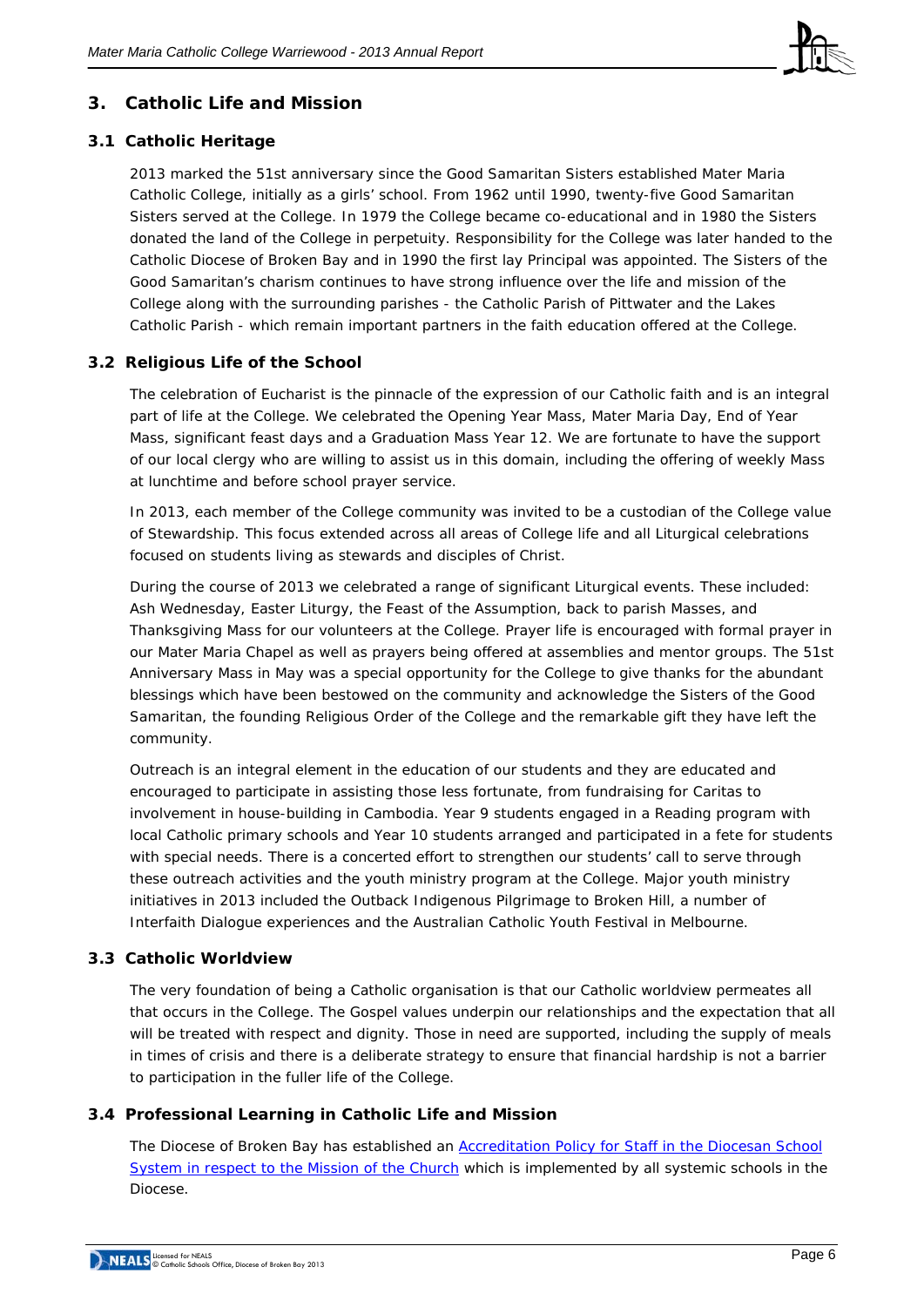## 3. Catholic Life and Mission

### 3.1 Catholic Heritage

2013 marked the 51st anniversary since the Good Samaritan Sisters established Mater Maria Catholic College, initially as a girls' school. From 1962 until 1990, twenty-five Good Samaritan Sisters served at the College. In 1979 the College became co-educational and in 1980 the Sisters donated the land of the College in perpetuity. Responsibility for the College was later handed to the Catholic Diocese of Broken Bay and in 1990 the first lay Principal was appointed. The Sisters of the Good Samaritan's charism continues to have strong influence over the life and mission of the College along with the surrounding parishes - the Catholic Parish of Pittwater and the Lakes Catholic Parish - which remain important partners in the faith education offered at the College.

### 3.2 Religious Life of the School

The celebration of Eucharist is the pinnacle of the expression of our Catholic faith and is an integral part of life at the College. We celebrated the Opening Year Mass, Mater Maria Day, End of Year Mass, significant feast days and a Graduation Mass Year 12. We are fortunate to have the support of our local clergy who are willing to assist us in this domain, including the offering of weekly Mass at lunchtime and before school prayer service.

In 2013, each member of the College community was invited to be a custodian of the College value of Stewardship. This focus extended across all areas of College life and all Liturgical celebrations focused on students living as stewards and disciples of Christ.

During the course of 2013 we celebrated a range of significant Liturgical events. These included: Ash Wednesday, Easter Liturgy, the Feast of the Assumption, back to parish Masses, and Thanksgiving Mass for our volunteers at the College. Prayer life is encouraged with formal prayer in our Mater Maria Chapel as well as prayers being offered at assemblies and mentor groups. The 51st Anniversary Mass in May was a special opportunity for the College to give thanks for the abundant blessings which have been bestowed on the community and acknowledge the Sisters of the Good Samaritan, the founding Religious Order of the College and the remarkable gift they have left the community.

Outreach is an integral element in the education of our students and they are educated and encouraged to participate in assisting those less fortunate, from fundraising for Caritas to involvement in house-building in Cambodia. Year 9 students engaged in a Reading program with local Catholic primary schools and Year 10 students arranged and participated in a fete for students with special needs. There is a concerted effort to strengthen our students' call to serve through these outreach activities and the youth ministry program at the College. Major youth ministry initiatives in 2013 included the Outback Indigenous Pilgrimage to Broken Hill, a number of Interfaith Dialogue experiences and the Australian Catholic Youth Festival in Melbourne.

### 3.3 Catholic Worldview

The very foundation of being a Catholic organisation is that our Catholic worldview permeates all that occurs in the College. The Gospel values underpin our relationships and the expectation that all will be treated with respect and dignity. Those in need are supported, including the supply of meals in times of crisis and there is a deliberate strategy to ensure that financial hardship is not a barrier to participation in the fuller life of the College.

### 3.4 Professional Learning in Catholic Life and Mission

The Diocese of Broken Bay has established an Accreditation Policy for Staff in the Diocesan School System in respect to the Mission of the Church which is implemented by all systemic schools in the Diocese.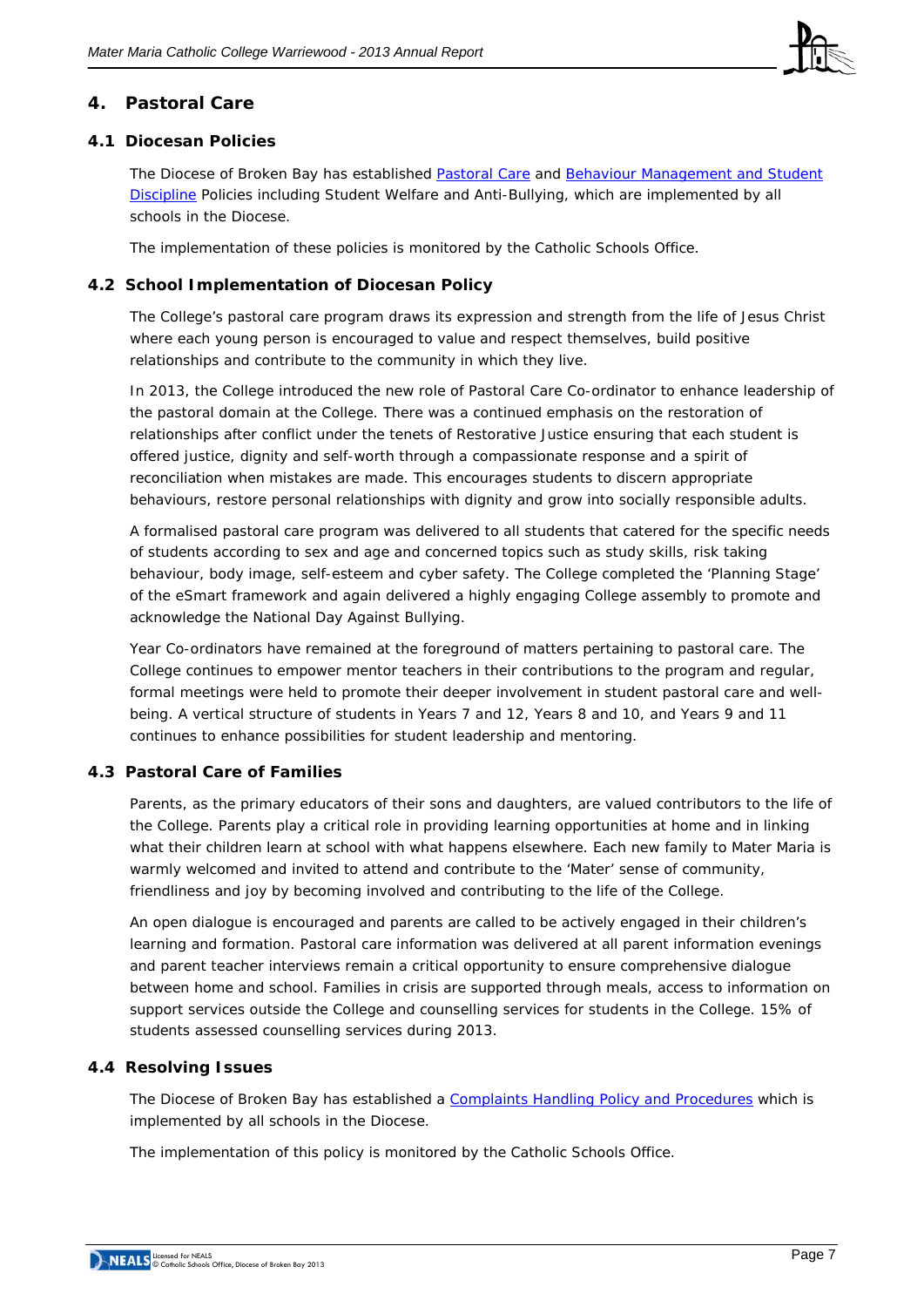## 4. Pastoral Care

### 4.1 Diocesan Policies

The Diocese of Broken Bay has established Pastoral Care and Behaviour Management and Student Discipline Policies including Student Welfare and Anti-Bullying, which are implemented by all schools in the Diocese.

The implementation of these policies is monitored by the Catholic Schools Office.

### 4.2 School Implementation of Diocesan Policy

The College's pastoral care program draws its expression and strength from the life of Jesus Christ where each young person is encouraged to value and respect themselves, build positive relationships and contribute to the community in which they live.

In 2013, the College introduced the new role of Pastoral Care Co-ordinator to enhance leadership of the pastoral domain at the College. There was a continued emphasis on the restoration of relationships after conflict under the tenets of Restorative Justice ensuring that each student is offered justice, dignity and self-worth through a compassionate response and a spirit of reconciliation when mistakes are made. This encourages students to discern appropriate behaviours, restore personal relationships with dignity and grow into socially responsible adults.

A formalised pastoral care program was delivered to all students that catered for the specific needs of students according to sex and age and concerned topics such as study skills, risk taking behaviour, body image, self-esteem and cyber safety. The College completed the 'Planning Stage' of the eSmart framework and again delivered a highly engaging College assembly to promote and acknowledge the National Day Against Bullying.

Year Co-ordinators have remained at the foreground of matters pertaining to pastoral care. The College continues to empower mentor teachers in their contributions to the program and regular, formal meetings were held to promote their deeper involvement in student pastoral care and well-being. A vertical structure of students in Years 7 and 12, Years 8 and 10, and Years 9 and 11 continues to enhance possibilities for student leadership and mentoring.

### 4.3 Pastoral Care of Families

Parents, as the primary educators of their sons and daughters, are valued contributors to the life of the College. Parents play a critical role in providing learning opportunities at home and in linking what their children learn at school with what happens elsewhere. Each new family to Mater Maria is warmly welcomed and invited to attend and contribute to the 'Mater' sense of community, friendliness and joy by becoming involved and contributing to the life of the College.

An open dialogue is encouraged and parents are called to be actively engaged in their children's learning and formation. Pastoral care information was delivered at all parent information evenings and parent teacher interviews remain a critical opportunity to ensure comprehensive dialogue between home and school. Families in crisis are supported through meals, access to information on support services outside the College and counselling services for students in the College. 15% of students assessed counselling services during 2013.

### 4.4 Resolving Issues

The Diocese of Broken Bay has established a Complaints Handling Policy and Procedures which is implemented by all schools in the Diocese.

The implementation of this policy is monitored by the Catholic Schools Office.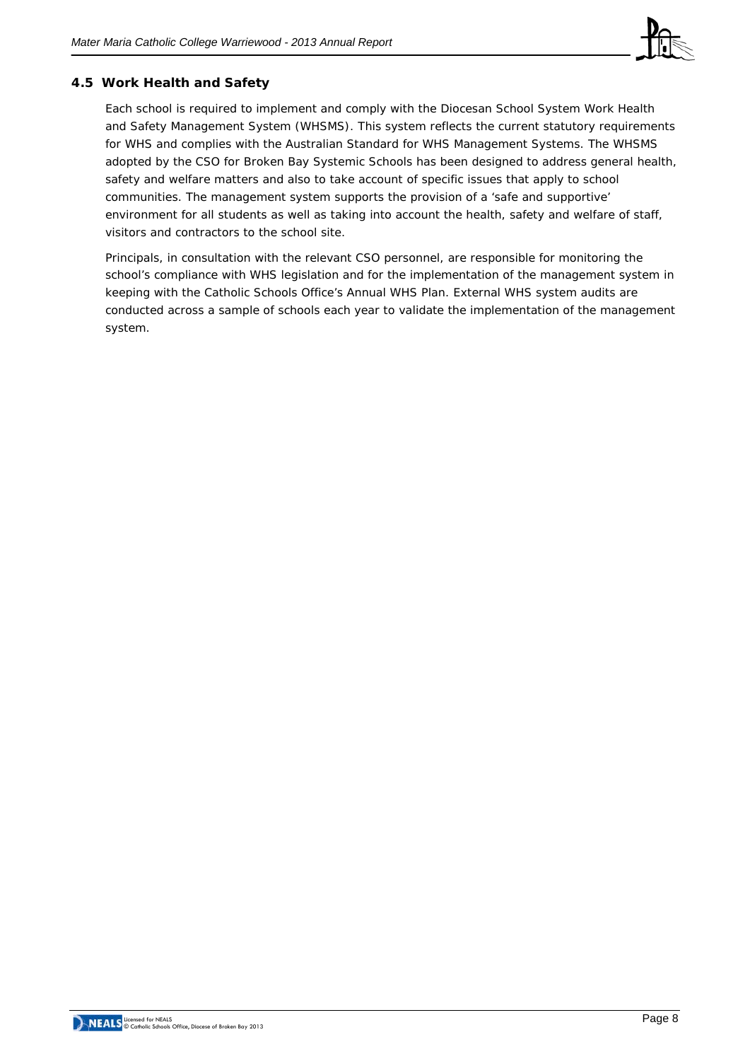### 4.5 Work Health and Safety

Each school is required to implement and comply with the Diocesan School System Work Health and Safety Management System (WHSMS). This system reflects the current statutory requirements for WHS and complies with the Australian Standard for WHS Management Systems. The WHSMS adopted by the CSO for Broken Bay Systemic Schools has been designed to address general health, safety and welfare matters and also to take account of specific issues that apply to school communities. The management system supports the provision of a 'safe and supportive' environment for all students as well as taking into account the health, safety and welfare of staff, visitors and contractors to the school site.

Principals, in consultation with the relevant CSO personnel, are responsible for monitoring the school's compliance with WHS legislation and for the implementation of the management system in keeping with the Catholic Schools Office's Annual WHS Plan. External WHS system audits are conducted across a sample of schools each year to validate the implementation of the management system.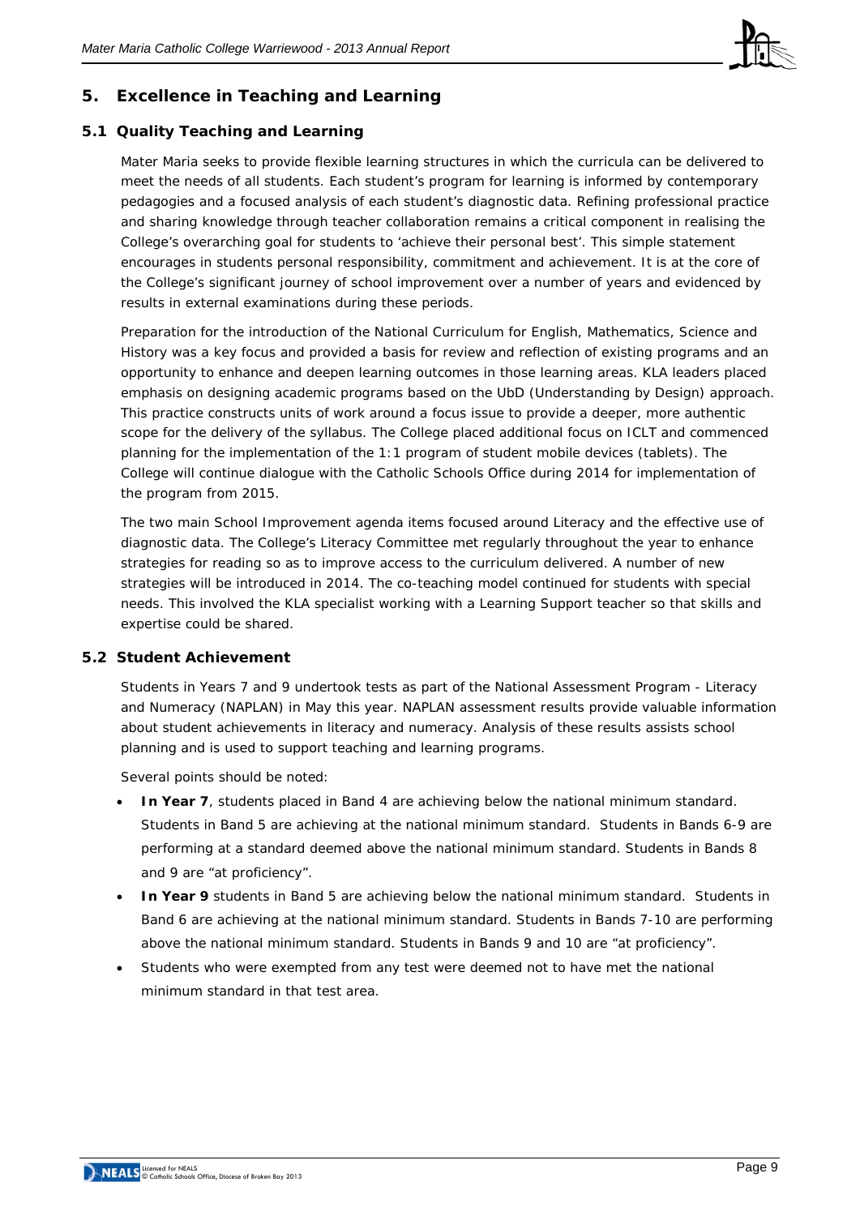## 5. Excellence in Teaching and Learning

### 5.1 Quality Teaching and Learning

Mater Maria seeks to provide flexible learning structures in which the curricula can be delivered to meet the needs of all students. Each student's program for learning is informed by contemporary pedagogies and a focused analysis of each student's diagnostic data. Refining professional practice and sharing knowledge through teacher collaboration remains a critical component in realising the College's overarching goal for students to 'achieve their personal best'. This simple statement encourages in students personal responsibility, commitment and achievement. It is at the core of the College's significant journey of school improvement over a number of years and evidenced by results in external examinations during these periods.

Preparation for the introduction of the National Curriculum for English, Mathematics, Science and History was a key focus and provided a basis for review and reflection of existing programs and an opportunity to enhance and deepen learning outcomes in those learning areas. KLA leaders placed emphasis on designing academic programs based on the UbD (Understanding by Design) approach. This practice constructs units of work around a focus issue to provide a deeper, more authentic scope for the delivery of the syllabus. The College placed additional focus on ICLT and commenced planning for the implementation of the 1:1 program of student mobile devices (tablets). The College will continue dialogue with the Catholic Schools Office during 2014 for implementation of the program from 2015.

The two main School Improvement agenda items focused around Literacy and the effective use of diagnostic data. The College's Literacy Committee met regularly throughout the year to enhance strategies for reading so as to improve access to the curriculum delivered. A number of new strategies will be introduced in 2014. The co-teaching model continued for students with special needs. This involved the KLA specialist working with a Learning Support teacher so that skills and expertise could be shared.

### 5.2 Student Achievement

Students in Years 7 and 9 undertook tests as part of the National Assessment Program - Literacy and Numeracy (NAPLAN) in May this year. NAPLAN assessment results provide valuable information about student achievements in literacy and numeracy. Analysis of these results assists school planning and is used to support teaching and learning programs.

Several points should be noted:

- **In Year 7**, students placed in Band 4 are achieving below the national minimum standard. Students in Band 5 are achieving at the national minimum standard. Students in Bands 6-9 are performing at a standard deemed above the national minimum standard. Students in Bands 8 and 9 are "at proficiency".
- **In Year 9** students in Band 5 are achieving below the national minimum standard. Students in Band 6 are achieving at the national minimum standard. Students in Bands 7-10 are performing above the national minimum standard. Students in Bands 9 and 10 are "at proficiency".
- Students who were exempted from any test were deemed not to have met the national minimum standard in that test area.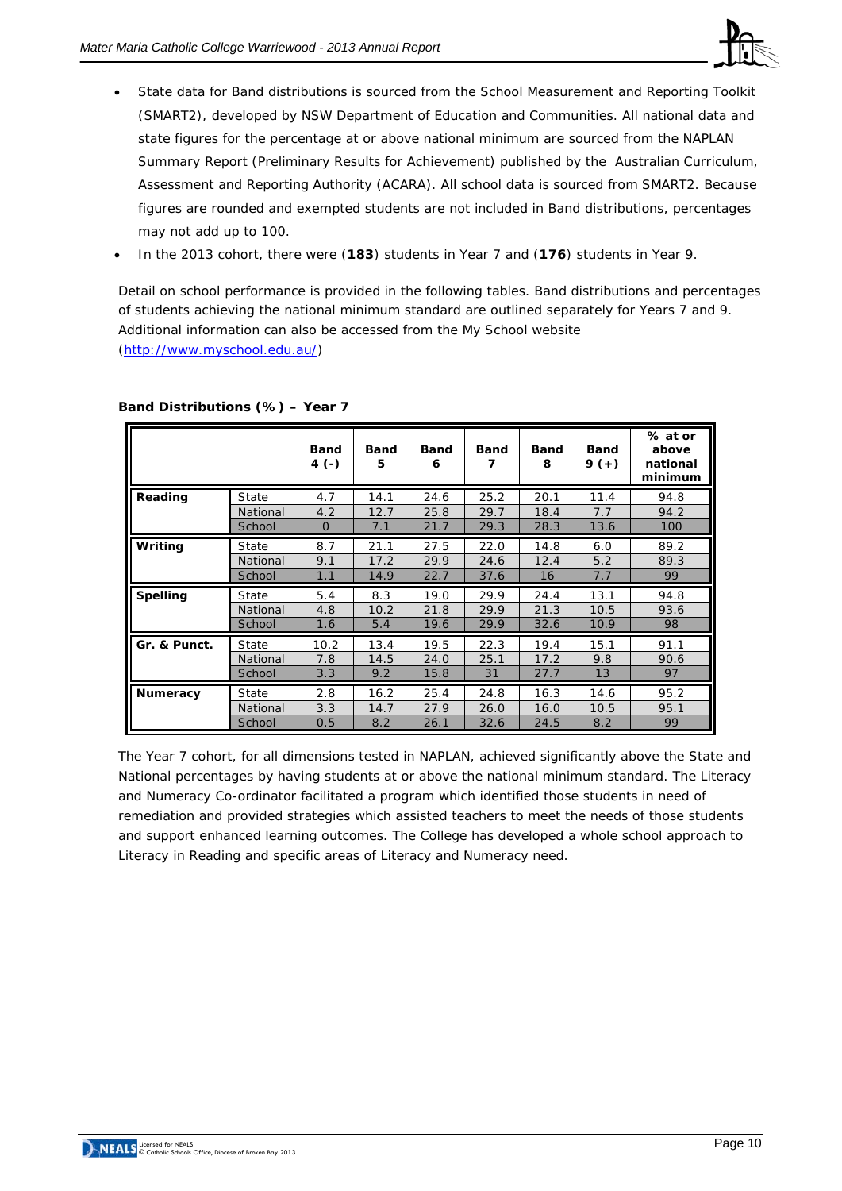- State data for Band distributions is sourced from the School Measurement and Reporting Toolkit (SMART2), developed by NSW Department of Education and Communities. All national data and state figures for the percentage at or above national minimum are sourced from the NAPLAN Summary Report (Preliminary Results for Achievement) published by the Australian Curriculum, Assessment and Reporting Authority (ACARA). All school data is sourced from SMART2. Because figures are rounded and exempted students are not included in Band distributions, percentages may not add up to 100.
- In the 2013 cohort, there were (**183**) students in Year 7 and (**176**) students in Year 9.

Detail on school performance is provided in the following tables. Band distributions and percentages of students achieving the national minimum standard are outlined separately for Years 7 and 9. Additional information can also be accessed from the My School website (http://www.myschool.edu.au/)

**Band Distributions (%) – Year 7**

| | | Band 4 (-) | Band 5 | Band 6 | Band 7 | Band 8 | Band 9 (+) | % at or above national minimum |
|---|---|---|---|---|---|---|---|---|
| **Reading** | State | 4.7 | 14.1 | 24.6 | 25.2 | 20.1 | 11.4 | 94.8 |
| | National | 4.2 | 12.7 | 25.8 | 29.7 | 18.4 | 7.7 | 94.2 |
| | School | 0 | 7.1 | 21.7 | 29.3 | 28.3 | 13.6 | 100 |
| **Writing** | State | 8.7 | 21.1 | 27.5 | 22.0 | 14.8 | 6.0 | 89.2 |
| | National | 9.1 | 17.2 | 29.9 | 24.6 | 12.4 | 5.2 | 89.3 |
| | School | 1.1 | 14.9 | 22.7 | 37.6 | 16 | 7.7 | 99 |
| **Spelling** | State | 5.4 | 8.3 | 19.0 | 29.9 | 24.4 | 13.1 | 94.8 |
| | National | 4.8 | 10.2 | 21.8 | 29.9 | 21.3 | 10.5 | 93.6 |
| | School | 1.6 | 5.4 | 19.6 | 29.9 | 32.6 | 10.9 | 98 |
| **Gr. & Punct.** | State | 10.2 | 13.4 | 19.5 | 22.3 | 19.4 | 15.1 | 91.1 |
| | National | 7.8 | 14.5 | 24.0 | 25.1 | 17.2 | 9.8 | 90.6 |
| | School | 3.3 | 9.2 | 15.8 | 31 | 27.7 | 13 | 97 |
| **Numeracy** | State | 2.8 | 16.2 | 25.4 | 24.8 | 16.3 | 14.6 | 95.2 |
| | National | 3.3 | 14.7 | 27.9 | 26.0 | 16.0 | 10.5 | 95.1 |
| | School | 0.5 | 8.2 | 26.1 | 32.6 | 24.5 | 8.2 | 99 |

The Year 7 cohort, for all dimensions tested in NAPLAN, achieved significantly above the State and National percentages by having students at or above the national minimum standard. The Literacy and Numeracy Co-ordinator facilitated a program which identified those students in need of remediation and provided strategies which assisted teachers to meet the needs of those students and support enhanced learning outcomes. The College has developed a whole school approach to Literacy in Reading and specific areas of Literacy and Numeracy need.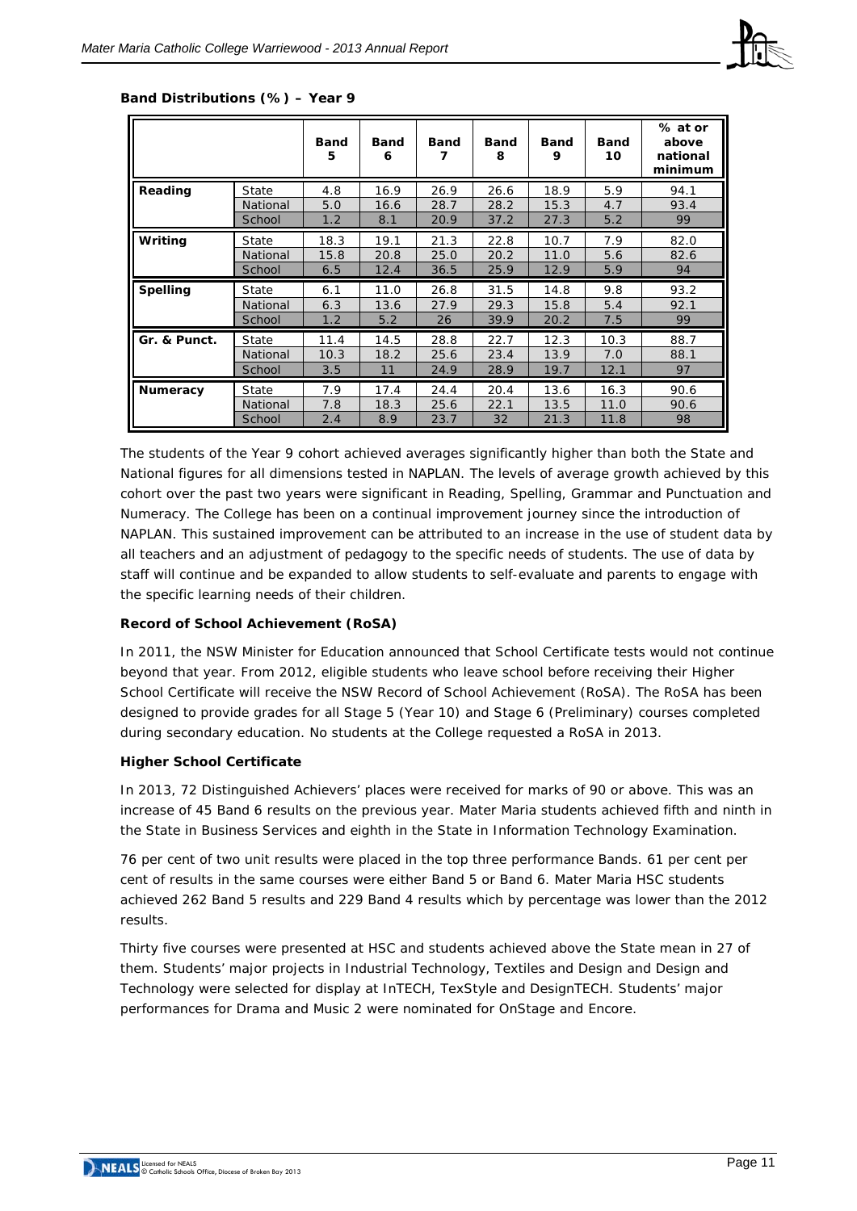**Band Distributions (%) – Year 9**

| | | Band 5 | Band 6 | Band 7 | Band 8 | Band 9 | Band 10 | % at or above national minimum |
|---|---|---|---|---|---|---|---|---|
| **Reading** | State | 4.8 | 16.9 | 26.9 | 26.6 | 18.9 | 5.9 | 94.1 |
| | National | 5.0 | 16.6 | 28.7 | 28.2 | 15.3 | 4.7 | 93.4 |
| | School | 1.2 | 8.1 | 20.9 | 37.2 | 27.3 | 5.2 | 99 |
| **Writing** | State | 18.3 | 19.1 | 21.3 | 22.8 | 10.7 | 7.9 | 82.0 |
| | National | 15.8 | 20.8 | 25.0 | 20.2 | 11.0 | 5.6 | 82.6 |
| | School | 6.5 | 12.4 | 36.5 | 25.9 | 12.9 | 5.9 | 94 |
| **Spelling** | State | 6.1 | 11.0 | 26.8 | 31.5 | 14.8 | 9.8 | 93.2 |
| | National | 6.3 | 13.6 | 27.9 | 29.3 | 15.8 | 5.4 | 92.1 |
| | School | 1.2 | 5.2 | 26 | 39.9 | 20.2 | 7.5 | 99 |
| **Gr. & Punct.** | State | 11.4 | 14.5 | 28.8 | 22.7 | 12.3 | 10.3 | 88.7 |
| | National | 10.3 | 18.2 | 25.6 | 23.4 | 13.9 | 7.0 | 88.1 |
| | School | 3.5 | 11 | 24.9 | 28.9 | 19.7 | 12.1 | 97 |
| **Numeracy** | State | 7.9 | 17.4 | 24.4 | 20.4 | 13.6 | 16.3 | 90.6 |
| | National | 7.8 | 18.3 | 25.6 | 22.1 | 13.5 | 11.0 | 90.6 |
| | School | 2.4 | 8.9 | 23.7 | 32 | 21.3 | 11.8 | 98 |

The students of the Year 9 cohort achieved averages significantly higher than both the State and National figures for all dimensions tested in NAPLAN. The levels of average growth achieved by this cohort over the past two years were significant in Reading, Spelling, Grammar and Punctuation and Numeracy. The College has been on a continual improvement journey since the introduction of NAPLAN. This sustained improvement can be attributed to an increase in the use of student data by all teachers and an adjustment of pedagogy to the specific needs of students. The use of data by staff will continue and be expanded to allow students to self-evaluate and parents to engage with the specific learning needs of their children.

**Record of School Achievement (RoSA)**

In 2011, the NSW Minister for Education announced that School Certificate tests would not continue beyond that year. From 2012, eligible students who leave school before receiving their Higher School Certificate will receive the NSW Record of School Achievement (RoSA). The RoSA has been designed to provide grades for all Stage 5 (Year 10) and Stage 6 (Preliminary) courses completed during secondary education. No students at the College requested a RoSA in 2013.

**Higher School Certificate**

In 2013, 72 Distinguished Achievers' places were received for marks of 90 or above. This was an increase of 45 Band 6 results on the previous year. Mater Maria students achieved fifth and ninth in the State in Business Services and eighth in the State in Information Technology Examination.

76 per cent of two unit results were placed in the top three performance Bands. 61 per cent per cent of results in the same courses were either Band 5 or Band 6. Mater Maria HSC students achieved 262 Band 5 results and 229 Band 4 results which by percentage was lower than the 2012 results.

Thirty five courses were presented at HSC and students achieved above the State mean in 27 of them. Students' major projects in Industrial Technology, Textiles and Design and Design and Technology were selected for display at InTECH, TexStyle and DesignTECH. Students' major performances for Drama and Music 2 were nominated for OnStage and Encore.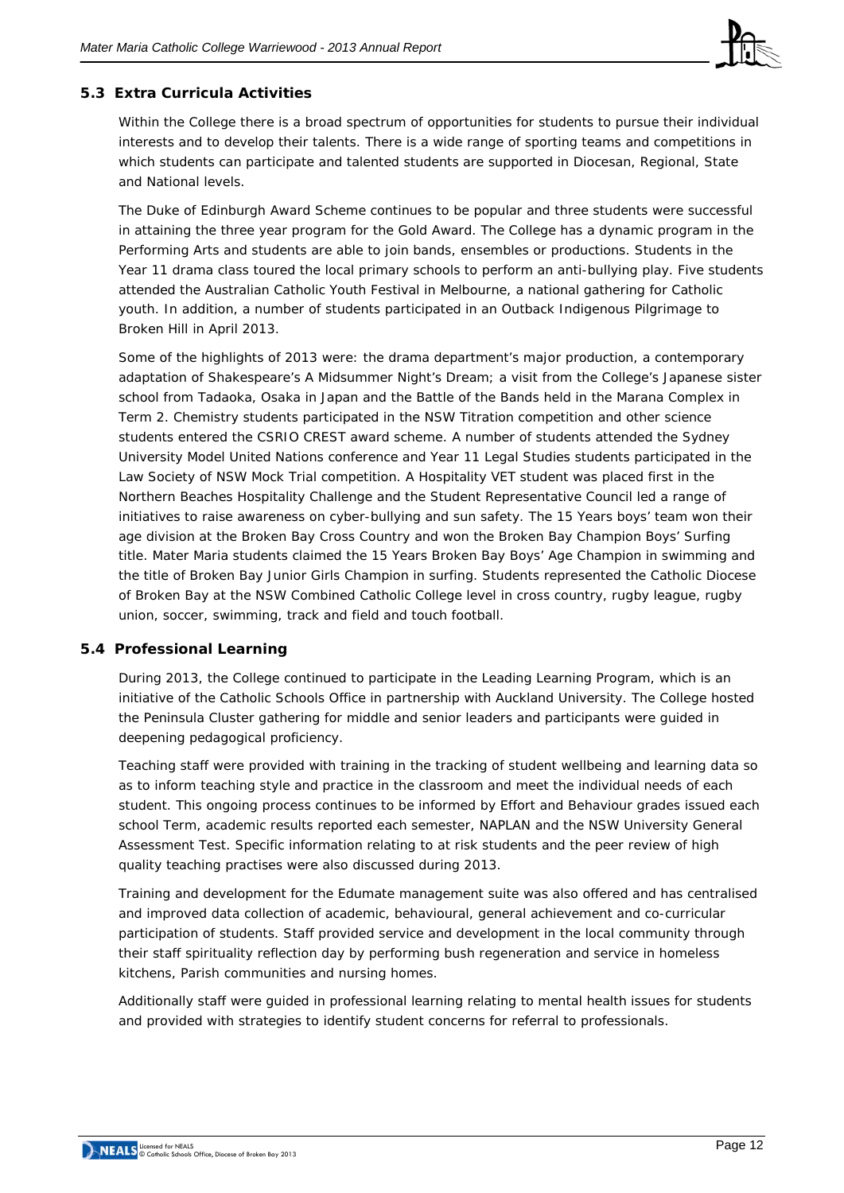### 5.3 Extra Curricula Activities

Within the College there is a broad spectrum of opportunities for students to pursue their individual interests and to develop their talents. There is a wide range of sporting teams and competitions in which students can participate and talented students are supported in Diocesan, Regional, State and National levels.

The Duke of Edinburgh Award Scheme continues to be popular and three students were successful in attaining the three year program for the Gold Award. The College has a dynamic program in the Performing Arts and students are able to join bands, ensembles or productions. Students in the Year 11 drama class toured the local primary schools to perform an anti-bullying play. Five students attended the Australian Catholic Youth Festival in Melbourne, a national gathering for Catholic youth. In addition, a number of students participated in an Outback Indigenous Pilgrimage to Broken Hill in April 2013.

Some of the highlights of 2013 were: the drama department's major production, a contemporary adaptation of Shakespeare's A Midsummer Night's Dream; a visit from the College's Japanese sister school from Tadaoka, Osaka in Japan and the Battle of the Bands held in the Marana Complex in Term 2. Chemistry students participated in the NSW Titration competition and other science students entered the CSRIO CREST award scheme. A number of students attended the Sydney University Model United Nations conference and Year 11 Legal Studies students participated in the Law Society of NSW Mock Trial competition. A Hospitality VET student was placed first in the Northern Beaches Hospitality Challenge and the Student Representative Council led a range of initiatives to raise awareness on cyber-bullying and sun safety. The 15 Years boys' team won their age division at the Broken Bay Cross Country and won the Broken Bay Champion Boys' Surfing title. Mater Maria students claimed the 15 Years Broken Bay Boys' Age Champion in swimming and the title of Broken Bay Junior Girls Champion in surfing. Students represented the Catholic Diocese of Broken Bay at the NSW Combined Catholic College level in cross country, rugby league, rugby union, soccer, swimming, track and field and touch football.

### 5.4 Professional Learning

During 2013, the College continued to participate in the Leading Learning Program, which is an initiative of the Catholic Schools Office in partnership with Auckland University. The College hosted the Peninsula Cluster gathering for middle and senior leaders and participants were guided in deepening pedagogical proficiency.

Teaching staff were provided with training in the tracking of student wellbeing and learning data so as to inform teaching style and practice in the classroom and meet the individual needs of each student. This ongoing process continues to be informed by Effort and Behaviour grades issued each school Term, academic results reported each semester, NAPLAN and the NSW University General Assessment Test. Specific information relating to at risk students and the peer review of high quality teaching practises were also discussed during 2013.

Training and development for the Edumate management suite was also offered and has centralised and improved data collection of academic, behavioural, general achievement and co-curricular participation of students. Staff provided service and development in the local community through their staff spirituality reflection day by performing bush regeneration and service in homeless kitchens, Parish communities and nursing homes.

Additionally staff were guided in professional learning relating to mental health issues for students and provided with strategies to identify student concerns for referral to professionals.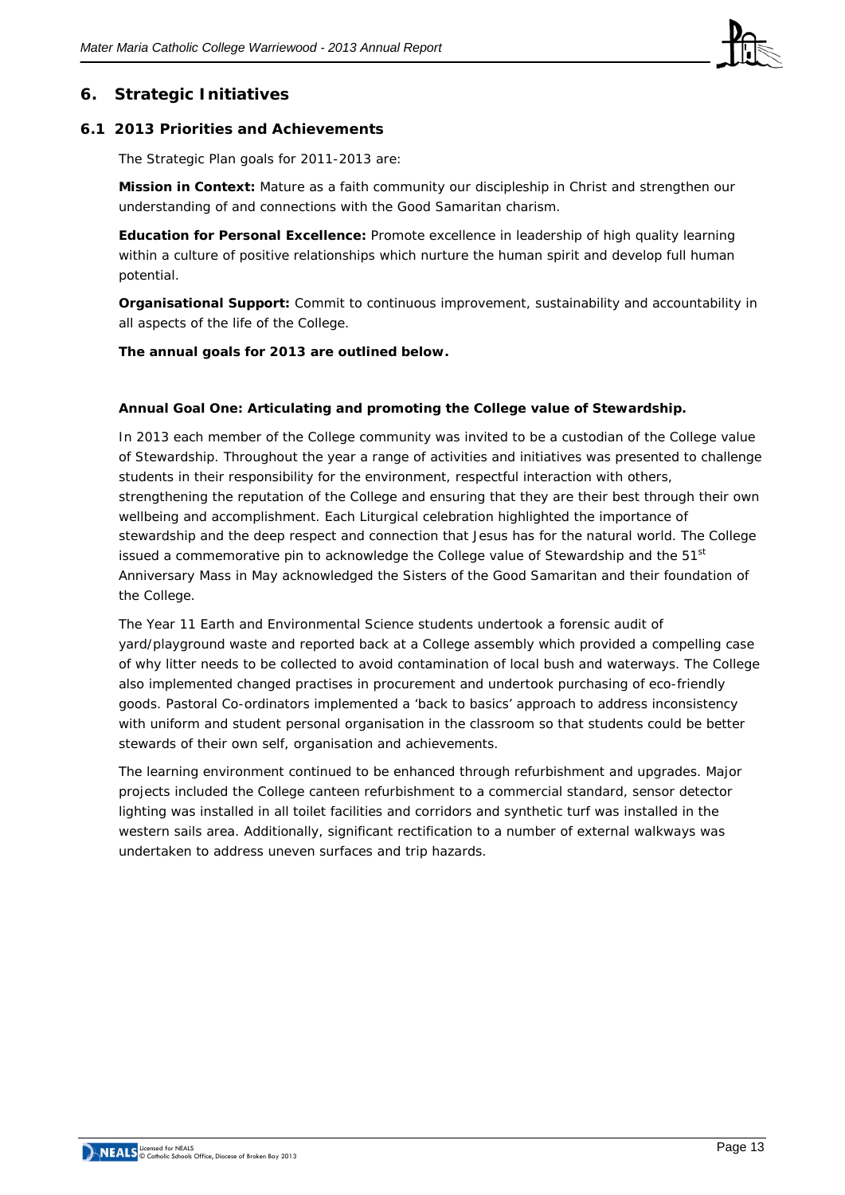## 6. Strategic Initiatives

### 6.1 2013 Priorities and Achievements

The Strategic Plan goals for 2011-2013 are:

**Mission in Context:** Mature as a faith community our discipleship in Christ and strengthen our understanding of and connections with the Good Samaritan charism.

**Education for Personal Excellence:** Promote excellence in leadership of high quality learning within a culture of positive relationships which nurture the human spirit and develop full human potential.

**Organisational Support:** Commit to continuous improvement, sustainability and accountability in all aspects of the life of the College.

**The annual goals for 2013 are outlined below.**

**Annual Goal One: Articulating and promoting the College value of Stewardship.**

In 2013 each member of the College community was invited to be a custodian of the College value of Stewardship. Throughout the year a range of activities and initiatives was presented to challenge students in their responsibility for the environment, respectful interaction with others, strengthening the reputation of the College and ensuring that they are their best through their own wellbeing and accomplishment. Each Liturgical celebration highlighted the importance of stewardship and the deep respect and connection that Jesus has for the natural world. The College issued a commemorative pin to acknowledge the College value of Stewardship and the 51st Anniversary Mass in May acknowledged the Sisters of the Good Samaritan and their foundation of the College.

The Year 11 Earth and Environmental Science students undertook a forensic audit of yard/playground waste and reported back at a College assembly which provided a compelling case of why litter needs to be collected to avoid contamination of local bush and waterways. The College also implemented changed practises in procurement and undertook purchasing of eco-friendly goods. Pastoral Co-ordinators implemented a 'back to basics' approach to address inconsistency with uniform and student personal organisation in the classroom so that students could be better stewards of their own self, organisation and achievements.

The learning environment continued to be enhanced through refurbishment and upgrades. Major projects included the College canteen refurbishment to a commercial standard, sensor detector lighting was installed in all toilet facilities and corridors and synthetic turf was installed in the western sails area. Additionally, significant rectification to a number of external walkways was undertaken to address uneven surfaces and trip hazards.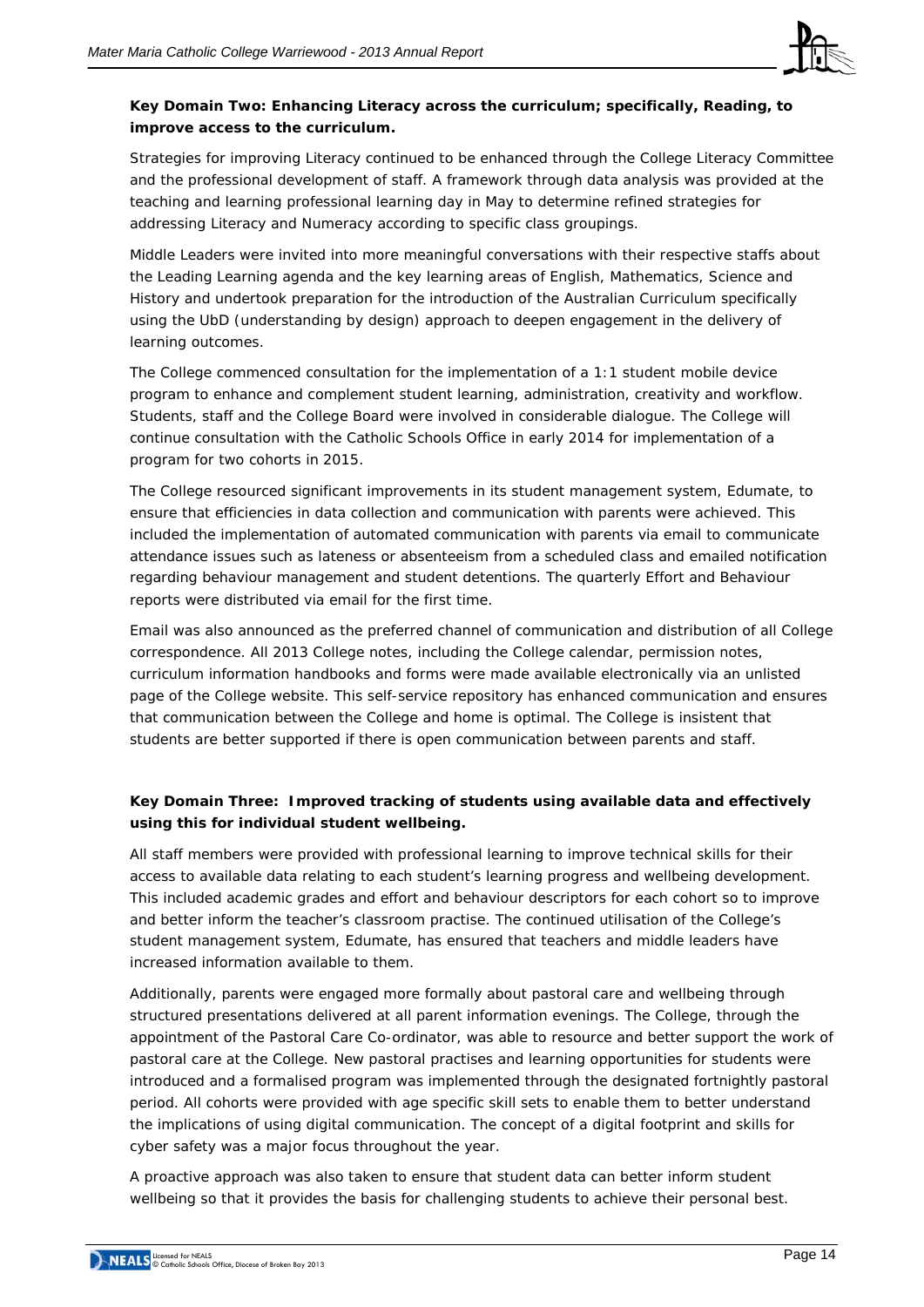**Key Domain Two: Enhancing Literacy across the curriculum; specifically, Reading, to improve access to the curriculum.**

Strategies for improving Literacy continued to be enhanced through the College Literacy Committee and the professional development of staff. A framework through data analysis was provided at the teaching and learning professional learning day in May to determine refined strategies for addressing Literacy and Numeracy according to specific class groupings.

Middle Leaders were invited into more meaningful conversations with their respective staffs about the Leading Learning agenda and the key learning areas of English, Mathematics, Science and History and undertook preparation for the introduction of the Australian Curriculum specifically using the UbD (understanding by design) approach to deepen engagement in the delivery of learning outcomes.

The College commenced consultation for the implementation of a 1:1 student mobile device program to enhance and complement student learning, administration, creativity and workflow. Students, staff and the College Board were involved in considerable dialogue. The College will continue consultation with the Catholic Schools Office in early 2014 for implementation of a program for two cohorts in 2015.

The College resourced significant improvements in its student management system, Edumate, to ensure that efficiencies in data collection and communication with parents were achieved. This included the implementation of automated communication with parents via email to communicate attendance issues such as lateness or absenteeism from a scheduled class and emailed notification regarding behaviour management and student detentions. The quarterly Effort and Behaviour reports were distributed via email for the first time.

Email was also announced as the preferred channel of communication and distribution of all College correspondence. All 2013 College notes, including the College calendar, permission notes, curriculum information handbooks and forms were made available electronically via an unlisted page of the College website. This self-service repository has enhanced communication and ensures that communication between the College and home is optimal. The College is insistent that students are better supported if there is open communication between parents and staff.

**Key Domain Three: Improved tracking of students using available data and effectively using this for individual student wellbeing.**

All staff members were provided with professional learning to improve technical skills for their access to available data relating to each student's learning progress and wellbeing development. This included academic grades and effort and behaviour descriptors for each cohort so to improve and better inform the teacher's classroom practise. The continued utilisation of the College's student management system, Edumate, has ensured that teachers and middle leaders have increased information available to them.

Additionally, parents were engaged more formally about pastoral care and wellbeing through structured presentations delivered at all parent information evenings. The College, through the appointment of the Pastoral Care Co-ordinator, was able to resource and better support the work of pastoral care at the College. New pastoral practises and learning opportunities for students were introduced and a formalised program was implemented through the designated fortnightly pastoral period. All cohorts were provided with age specific skill sets to enable them to better understand the implications of using digital communication. The concept of a digital footprint and skills for cyber safety was a major focus throughout the year.

A proactive approach was also taken to ensure that student data can better inform student wellbeing so that it provides the basis for challenging students to achieve their personal best.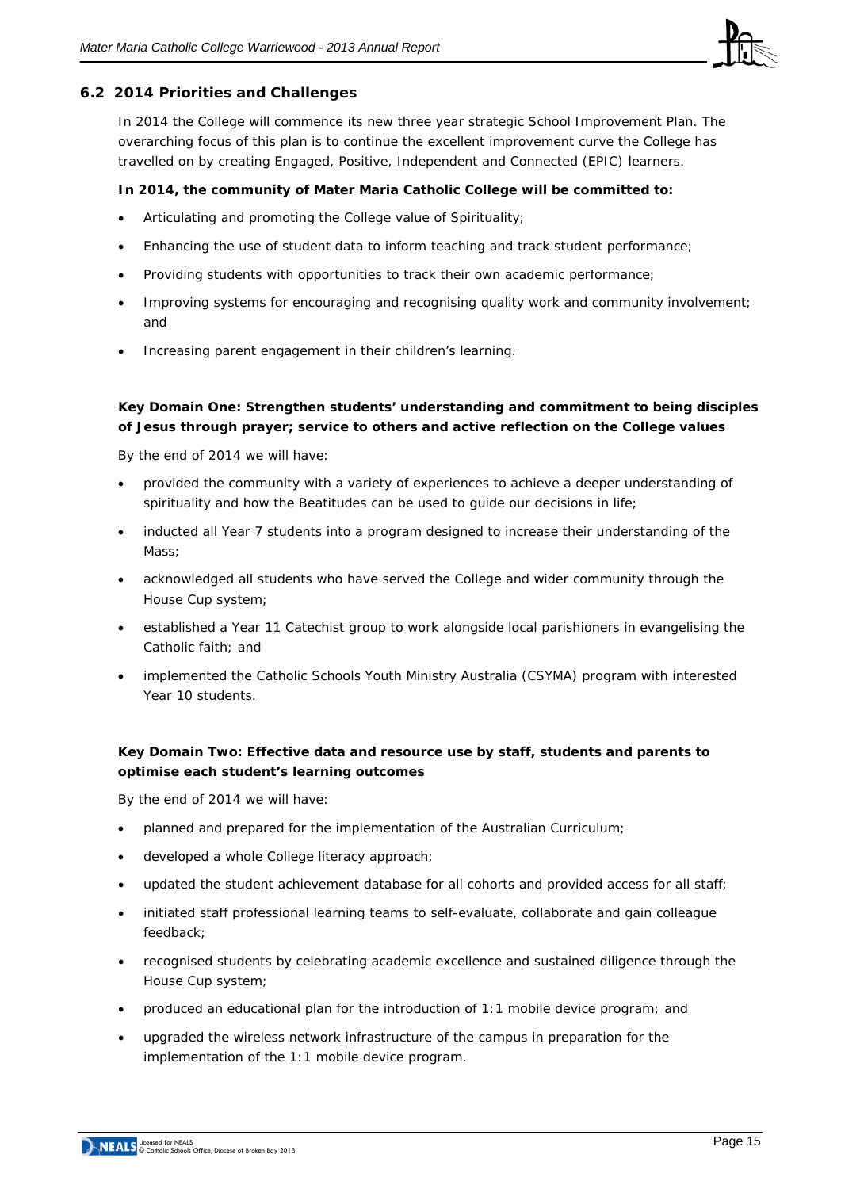## 6.2 2014 Priorities and Challenges

In 2014 the College will commence its new three year strategic School Improvement Plan. The overarching focus of this plan is to continue the excellent improvement curve the College has travelled on by creating Engaged, Positive, Independent and Connected (EPIC) learners.

**In 2014, the community of Mater Maria Catholic College will be committed to:**

- Articulating and promoting the College value of Spirituality;
- Enhancing the use of student data to inform teaching and track student performance;
- Providing students with opportunities to track their own academic performance;
- Improving systems for encouraging and recognising quality work and community involvement; and
- Increasing parent engagement in their children's learning.

**Key Domain One: Strengthen students' understanding and commitment to being disciples of Jesus through prayer; service to others and active reflection on the College values**

By the end of 2014 we will have:

- provided the community with a variety of experiences to achieve a deeper understanding of spirituality and how the Beatitudes can be used to guide our decisions in life;
- inducted all Year 7 students into a program designed to increase their understanding of the Mass;
- acknowledged all students who have served the College and wider community through the House Cup system;
- established a Year 11 Catechist group to work alongside local parishioners in evangelising the Catholic faith; and
- implemented the Catholic Schools Youth Ministry Australia (CSYMA) program with interested Year 10 students.

**Key Domain Two: Effective data and resource use by staff, students and parents to optimise each student's learning outcomes**

By the end of 2014 we will have:

- planned and prepared for the implementation of the Australian Curriculum;
- developed a whole College literacy approach;
- updated the student achievement database for all cohorts and provided access for all staff;
- initiated staff professional learning teams to self-evaluate, collaborate and gain colleague feedback;
- recognised students by celebrating academic excellence and sustained diligence through the House Cup system;
- produced an educational plan for the introduction of 1:1 mobile device program; and
- upgraded the wireless network infrastructure of the campus in preparation for the implementation of the 1:1 mobile device program.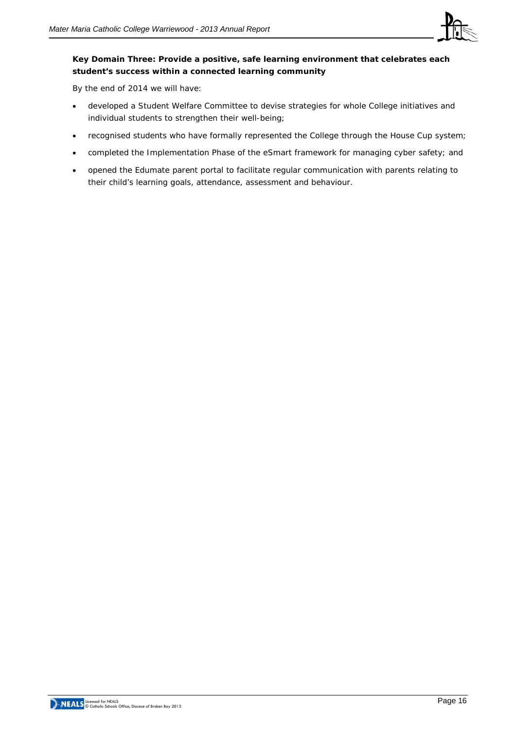**Key Domain Three: Provide a positive, safe learning environment that celebrates each student's success within a connected learning community**

By the end of 2014 we will have:

- developed a Student Welfare Committee to devise strategies for whole College initiatives and individual students to strengthen their well-being;
- recognised students who have formally represented the College through the House Cup system;
- completed the Implementation Phase of the eSmart framework for managing cyber safety; and
- opened the Edumate parent portal to facilitate regular communication with parents relating to their child's learning goals, attendance, assessment and behaviour.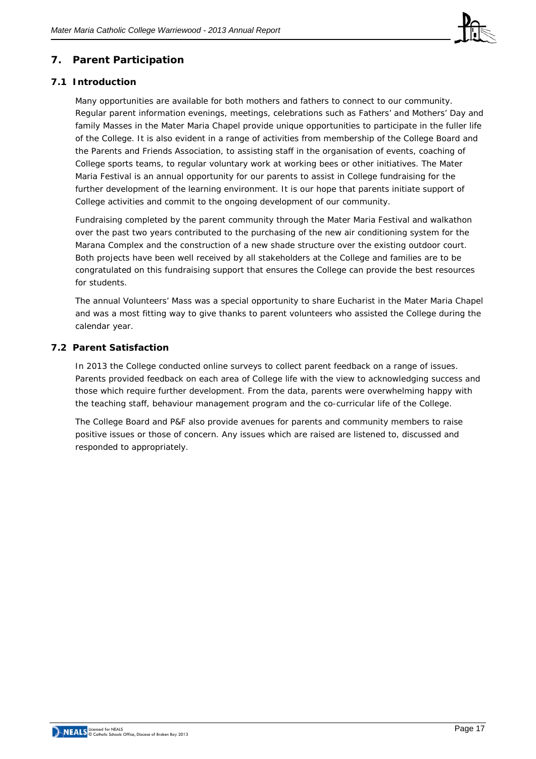## 7. Parent Participation

### 7.1 Introduction

Many opportunities are available for both mothers and fathers to connect to our community. Regular parent information evenings, meetings, celebrations such as Fathers' and Mothers' Day and family Masses in the Mater Maria Chapel provide unique opportunities to participate in the fuller life of the College. It is also evident in a range of activities from membership of the College Board and the Parents and Friends Association, to assisting staff in the organisation of events, coaching of College sports teams, to regular voluntary work at working bees or other initiatives. The Mater Maria Festival is an annual opportunity for our parents to assist in College fundraising for the further development of the learning environment. It is our hope that parents initiate support of College activities and commit to the ongoing development of our community.

Fundraising completed by the parent community through the Mater Maria Festival and walkathon over the past two years contributed to the purchasing of the new air conditioning system for the Marana Complex and the construction of a new shade structure over the existing outdoor court. Both projects have been well received by all stakeholders at the College and families are to be congratulated on this fundraising support that ensures the College can provide the best resources for students.

The annual Volunteers' Mass was a special opportunity to share Eucharist in the Mater Maria Chapel and was a most fitting way to give thanks to parent volunteers who assisted the College during the calendar year.

### 7.2 Parent Satisfaction

In 2013 the College conducted online surveys to collect parent feedback on a range of issues. Parents provided feedback on each area of College life with the view to acknowledging success and those which require further development. From the data, parents were overwhelming happy with the teaching staff, behaviour management program and the co-curricular life of the College.

The College Board and P&F also provide avenues for parents and community members to raise positive issues or those of concern. Any issues which are raised are listened to, discussed and responded to appropriately.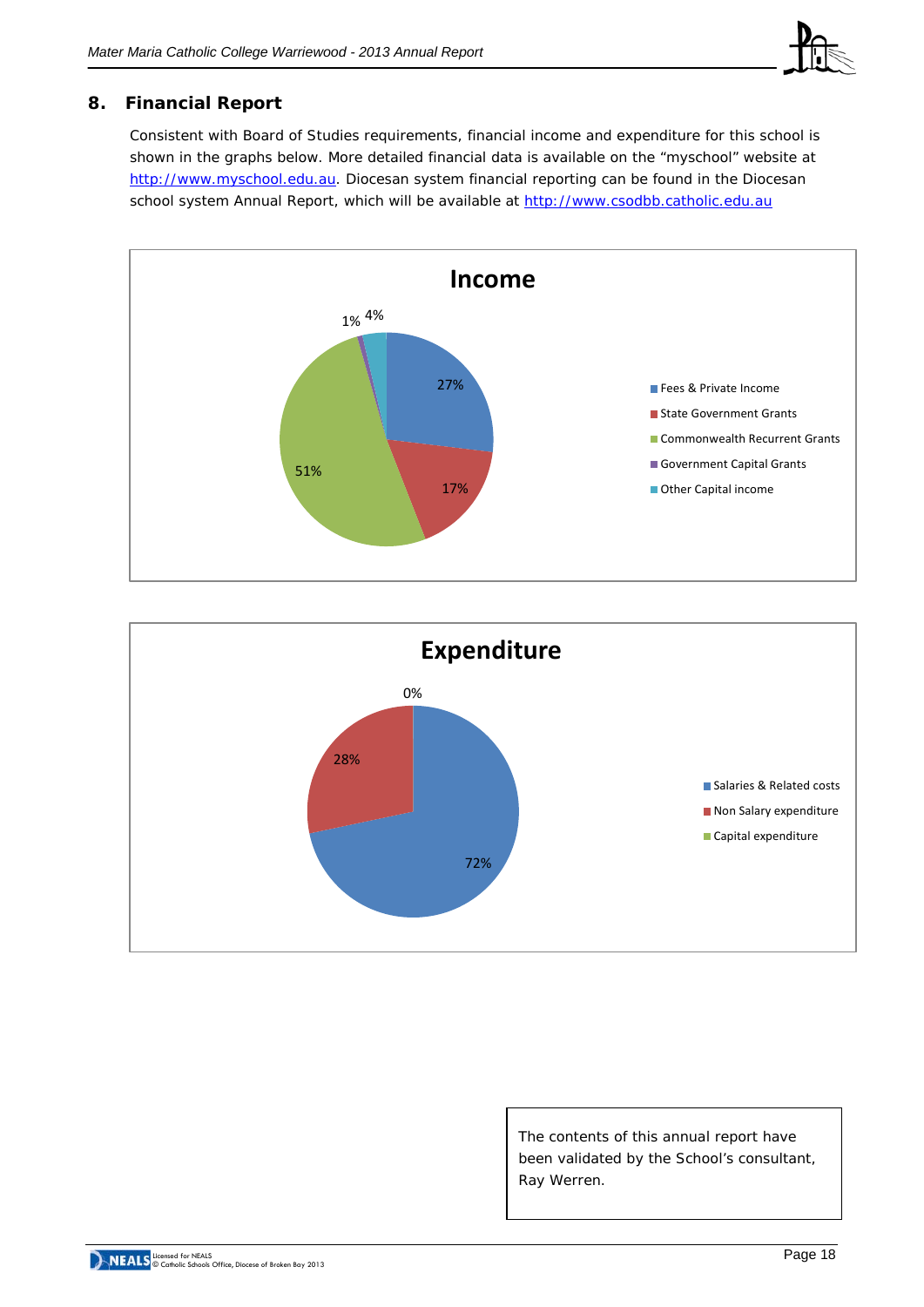## 8. Financial Report

Consistent with Board of Studies requirements, financial income and expenditure for this school is shown in the graphs below. More detailed financial data is available on the "myschool" website at http://www.myschool.edu.au. Diocesan system financial reporting can be found in the Diocesan school system Annual Report, which will be available at http://www.csodbb.catholic.edu.au

**Income**

27%
17%
51%
1%
4%

- Fees & Private Income
- State Government Grants
- Commonwealth Recurrent Grants
- Government Capital Grants
- Other Capital income

**Expenditure**

0%
28%
72%

- Salaries & Related costs
- Non Salary expenditure
- Capital expenditure

The contents of this annual report have been validated by the School's consultant, Ray Werren.